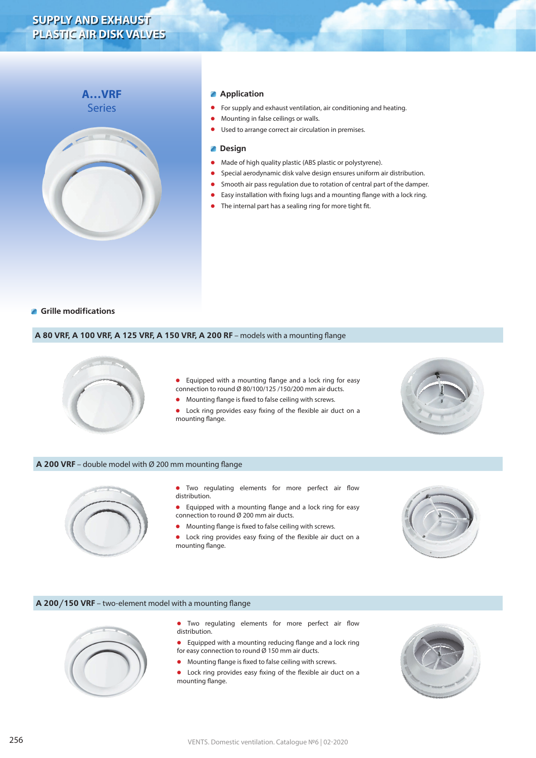# SUPPLY AND EXHAUST PLASTIC AIR DISK VALVES

## A…VRF Series

### Application

- For supply and exhaust ventilation, air conditioning and heating.
- Mounting in false ceilings or walls.
- Used to arrange correct air circulation in premises.

### Design

- Made of high quality plastic (ABS plastic or polystyrene).
- Special aerodynamic disk valve design ensures uniform air distribution.
- Smooth air pass regulation due to rotation of central part of the damper.
- Easy installation with fixing lugs and a mounting flange with a lock ring.
- The internal part has a sealing ring for more tight fit.

### Grille modifications

**A 80 VRF, A 100 VRF, A 125 VRF, A 150 VRF, A 200 RF** – models with a mounting flange

- Equipped with a mounting flange and a lock ring for easy connection to round Ø 80/100/125 /150/200 mm air ducts.
- Mounting flange is fixed to false ceiling with screws.
- Lock ring provides easy fixing of the flexible air duct on a mounting flange.

**A 200 VRF** – double model with Ø 200 mm mounting flange

- Two regulating elements for more perfect air flow distribution.
- Equipped with a mounting flange and a lock ring for easy connection to round Ø 200 mm air ducts.
- Mounting flange is fixed to false ceiling with screws.
- Lock ring provides easy fixing of the flexible air duct on a mounting flange.

**A 200/150 VRF** – two-element model with a mounting flange

- Two regulating elements for more perfect air flow distribution.
- Equipped with a mounting reducing flange and a lock ring for easy connection to round Ø 150 mm air ducts.
- Mounting flange is fixed to false ceiling with screws.
- Lock ring provides easy fixing of the flexible air duct on a mounting flange.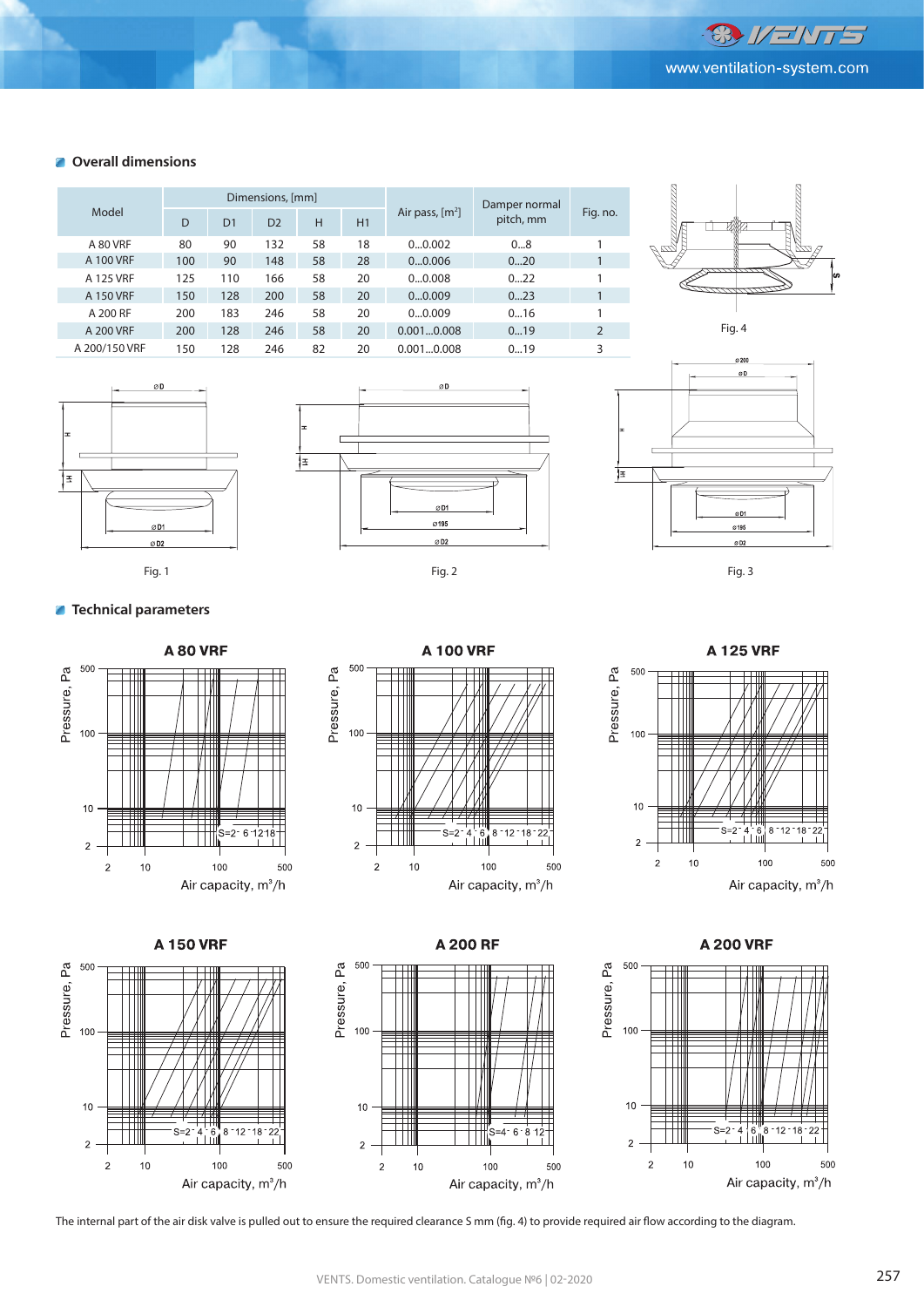## Overall dimensions

| Model | Dimensions, [mm] | | | | | Air pass, [m²] | Damper normal pitch, mm | Fig. no. |
|---|---|---|---|---|---|---|---|---|
| | D | D1 | D2 | H | H1 | | | |
| A 80 VRF | 80 | 90 | 132 | 58 | 18 | 0...0.002 | 0...8 | 1 |
| A 100 VRF | 100 | 90 | 148 | 58 | 28 | 0...0.006 | 0...20 | 1 |
| A 125 VRF | 125 | 110 | 166 | 58 | 20 | 0...0.008 | 0...22 | 1 |
| A 150 VRF | 150 | 128 | 200 | 58 | 20 | 0...0.009 | 0...23 | 1 |
| A 200 RF | 200 | 183 | 246 | 58 | 20 | 0...0.009 | 0...16 | 1 |
| A 200 VRF | 200 | 128 | 246 | 58 | 20 | 0.001...0.008 | 0...19 | 2 |
| A 200/150 VRF | 150 | 128 | 246 | 82 | 20 | 0.001...0.008 | 0...19 | 3 |

S

Fig. 4

⌀D
H
H1
⌀D1
⌀D2

Fig. 1

⌀D
H
H1
⌀D1
⌀195
⌀D2

Fig. 2

⌀200
⌀D
H
H1
⌀D1
⌀195
⌀D2

Fig. 3

## Technical parameters

**A 80 VRF**

Pressure, Pa
500
100
10
2
S=2 6 12 18
2 10 100 500
Air capacity, m³/h

**A 100 VRF**

Pressure, Pa
500
100
10
2
S=2 4 6 8 12 18 22
2 10 100 500
Air capacity, m³/h

**A 125 VRF**

Pressure, Pa
500
100
10
2
S=2 4 6 8 12 18 22
2 10 100 500
Air capacity, m³/h

**A 150 VRF**

Pressure, Pa
500
100
10
2
S=2 4 6 8 12 18 22
2 10 100 500
Air capacity, m³/h

**A 200 RF**

Pressure, Pa
500
100
10
2
S=4 6 8 12
2 10 100 500
Air capacity, m³/h

**A 200 VRF**

Pressure, Pa
500
100
10
2
S=2 4 6 8 12 18 22
2 10 100 500
Air capacity, m³/h

The internal part of the air disk valve is pulled out to ensure the required clearance S mm (fig. 4) to provide required air flow according to the diagram.